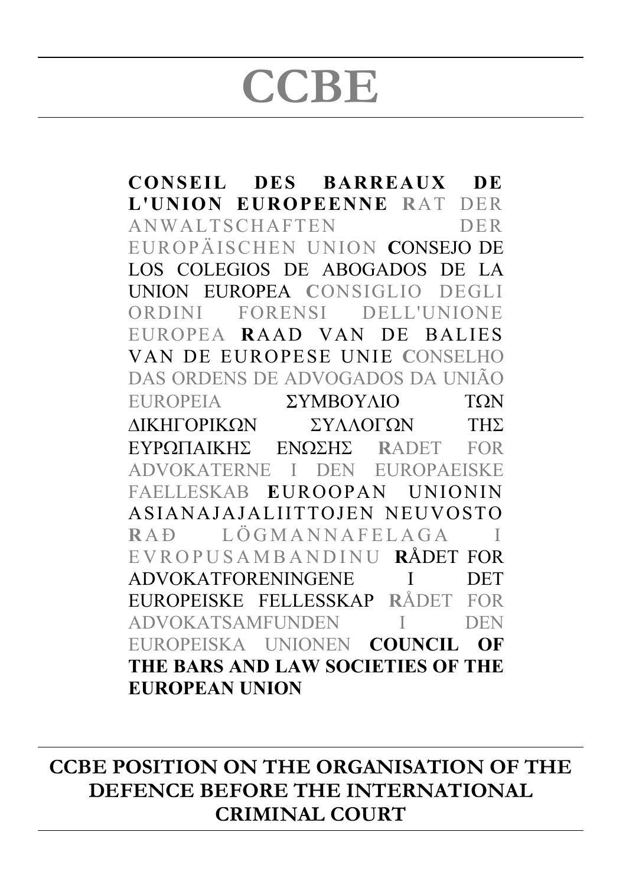# CCBE

**CONSEIL DES BARREAUX DE L'UNION EUROPEENNE** RAT DER ANWALTSCHAFTEN DER EUROPÄISCHEN UNION **C**ONSEJO DE LOS COLEGIOS DE ABOGADOS DE LA UNION EUROPEA **C**ONSIGLIO DEGLI ORDINI FORENSI DELL'UNIONE EUROPEA **R**AAD VAN DE BALIES VAN DE EUROPESE UNIE **C**ONSELHO DAS ORDENS DE ADVOGADOS DA UNIÃO EUROPEIA ΣΥΜΒΟΥΛΙΟ ΤΩΝ ΔΙΚΗΓΟΡΙΚΩΝ ΣΥΛΛΟΓΩΝ ΤΗΣ ΕΥΡΩΠΑΙΚΗΣ ΕΝΩΣΗΣ **R**ADET FOR ADVOKATERNE I DEN EUROPAEISKE FAELLESKAB **E**UROOPAN UNIONIN ASIANAJAJALIITTOJEN NEUVOSTO **R**AÐ LÖGMANNAFELAGA I EVROPUSAMBANDINU **R**ÅDET FOR ADVOKATFORENINGENE I DET EUROPEISKE FELLESSKAP **R**ÅDET FOR ADVOKATSAMFUNDEN I DEN EUROPEISKA UNIONEN **COUNCIL OF THE BARS AND LAW SOCIETIES OF THE EUROPEAN UNION**

## CCBE POSITION ON THE ORGANISATION OF THE DEFENCE BEFORE THE INTERNATIONAL CRIMINAL COURT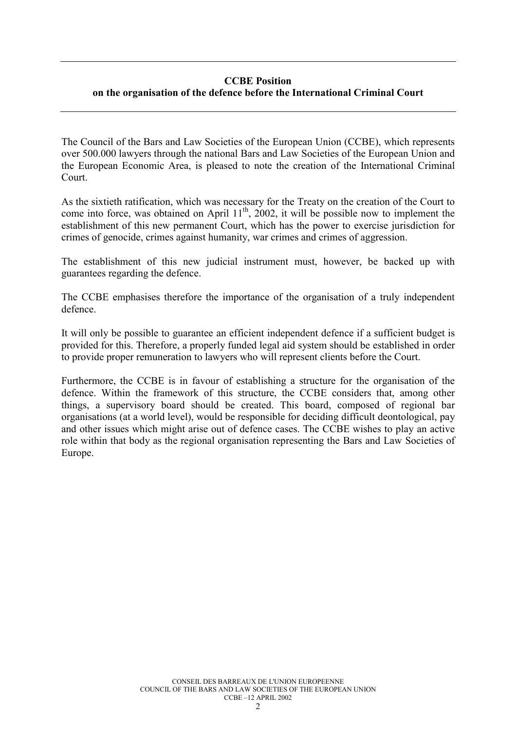**CCBE Position**
**on the organisation of the defence before the International Criminal Court**

The Council of the Bars and Law Societies of the European Union (CCBE), which represents over 500.000 lawyers through the national Bars and Law Societies of the European Union and the European Economic Area, is pleased to note the creation of the International Criminal Court.

As the sixtieth ratification, which was necessary for the Treaty on the creation of the Court to come into force, was obtained on April 11th, 2002, it will be possible now to implement the establishment of this new permanent Court, which has the power to exercise jurisdiction for crimes of genocide, crimes against humanity, war crimes and crimes of aggression.

The establishment of this new judicial instrument must, however, be backed up with guarantees regarding the defence.

The CCBE emphasises therefore the importance of the organisation of a truly independent defence.

It will only be possible to guarantee an efficient independent defence if a sufficient budget is provided for this. Therefore, a properly funded legal aid system should be established in order to provide proper remuneration to lawyers who will represent clients before the Court.

Furthermore, the CCBE is in favour of establishing a structure for the organisation of the defence. Within the framework of this structure, the CCBE considers that, among other things, a supervisory board should be created. This board, composed of regional bar organisations (at a world level), would be responsible for deciding difficult deontological, pay and other issues which might arise out of defence cases. The CCBE wishes to play an active role within that body as the regional organisation representing the Bars and Law Societies of Europe.